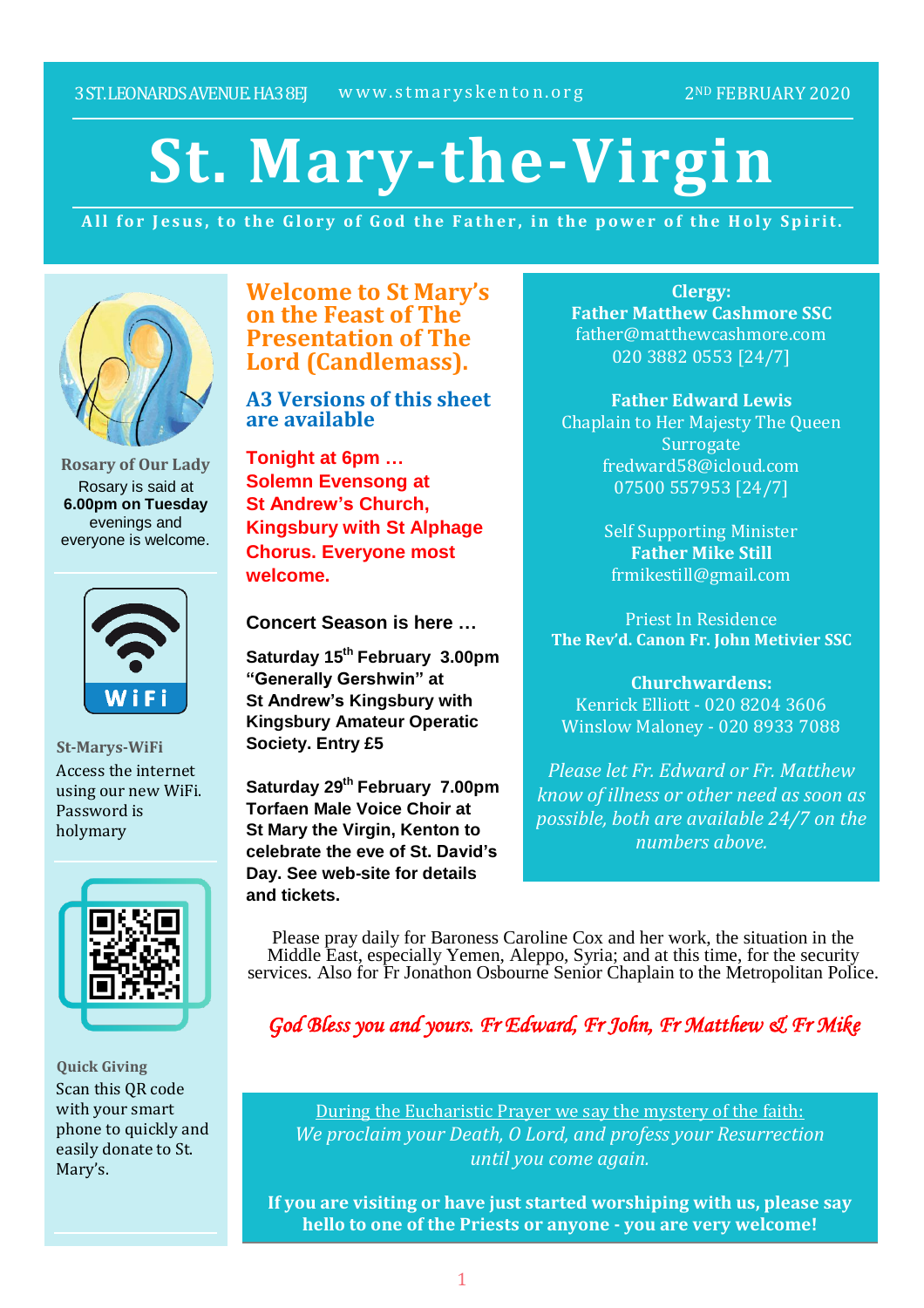3 ST. LEONARDS AVENUE. HA3 8EJ www.stmaryskenton.org 2ND FEBRUARY 2020

# St. Mary-the-Virgin

**All for Jesus, to the Glory of God the Father, in the power of the Holy Spirit.**

**Rosary of Our Lady**

Rosary is said at **6.00pm on Tuesday** evenings and everyone is welcome.

WiFi

**St-Marys-WiFi**

Access the internet using our new WiFi. Password is holymary

**Quick Giving**

Scan this QR code with your smart phone to quickly and easily donate to St. Mary's.

## Welcome to St Mary's on the Feast of The Presentation of The Lord (Candlemass).

### A3 Versions of this sheet are available

**Tonight at 6pm … Solemn Evensong at St Andrew's Church, Kingsbury with St Alphage Chorus. Everyone most welcome.**

**Concert Season is here …**

**Saturday 15th February 3.00pm "Generally Gershwin" at St Andrew's Kingsbury with Kingsbury Amateur Operatic Society. Entry £5**

**Saturday 29th February 7.00pm Torfaen Male Voice Choir at St Mary the Virgin, Kenton to celebrate the eve of St. David's Day. See web-site for details and tickets.**

**Clergy:**
**Father Matthew Cashmore SSC**
father@matthewcashmore.com
020 3882 0553 [24/7]

**Father Edward Lewis**
Chaplain to Her Majesty The Queen
Surrogate
fredward58@icloud.com
07500 557953 [24/7]

Self Supporting Minister
**Father Mike Still**
frmikestill@gmail.com

Priest In Residence
**The Rev'd. Canon Fr. John Metivier SSC**

**Churchwardens:**
Kenrick Elliott - 020 8204 3606
Winslow Maloney - 020 8933 7088

*Please let Fr. Edward or Fr. Matthew know of illness or other need as soon as possible, both are available 24/7 on the numbers above.*

Please pray daily for Baroness Caroline Cox and her work, the situation in the Middle East, especially Yemen, Aleppo, Syria; and at this time, for the security services. Also for Fr Jonathon Osbourne Senior Chaplain to the Metropolitan Police.

*God Bless you and yours. Fr Edward, Fr John, Fr Matthew & Fr Mike*

During the Eucharistic Prayer we say the mystery of the faith:
*We proclaim your Death, O Lord, and profess your Resurrection until you come again.*

**If you are visiting or have just started worshiping with us, please say hello to one of the Priests or anyone - you are very welcome!**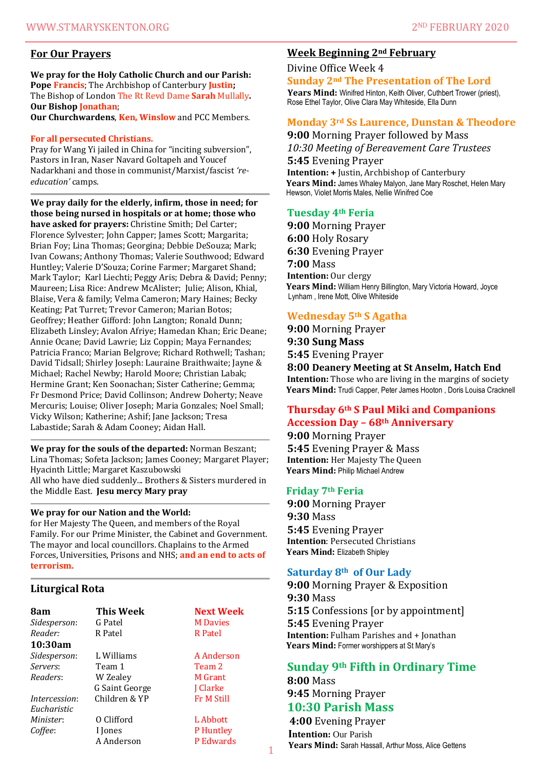## For Our Prayers

**We pray for the Holy Catholic Church and our Parish:**
**Pope** **Francis**; The Archbishop of Canterbury **Justin;**
The Bishop of London The Rt Revd Dame **Sarah** Mullally**.**
**Our Bishop** **Jonathan**;
**Our Churchwardens**, **Ken, Winslow** and PCC Members.

**For all persecuted Christians.**
Pray for Wang Yi jailed in China for "inciting subversion", Pastors in Iran, Naser Navard Goltapeh and Youcef Nadarkhani and those in communist/Marxist/fascist *'re-education'* camps.

**We pray daily for the elderly, infirm, those in need; for those being nursed in hospitals or at home; those who have asked for prayers:** Christine Smith; Del Carter; Florence Sylvester; John Capper; James Scott; Margarita; Brian Foy; Lina Thomas; Georgina; Debbie DeSouza; Mark; Ivan Cowans; Anthony Thomas; Valerie Southwood; Edward Huntley; Valerie D'Souza; Corine Farmer; Margaret Shand; Mark Taylor; Karl Liechti; Peggy Aris; Debra & David; Penny; Maureen; Lisa Rice: Andrew McAlister; Julie; Alison, Khial, Blaise, Vera & family; Velma Cameron; Mary Haines; Becky Keating; Pat Turret; Trevor Cameron; Marian Botos; Geoffrey; Heather Gifford: John Langton; Ronald Dunn; Elizabeth Linsley; Avalon Afriye; Hamedan Khan; Eric Deane; Annie Ocane; David Lawrie; Liz Coppin; Maya Fernandes; Patricia Franco; Marian Belgrove; Richard Rothwell; Tashan; David Tidsall; Shirley Joseph: Lauraine Braithwaite; Jayne & Michael; Rachel Newby; Harold Moore; Christian Labak; Hermine Grant; Ken Soonachan; Sister Catherine; Gemma; Fr Desmond Price; David Collinson; Andrew Doherty; Neave Mercuris; Louise; Oliver Joseph; Maria Gonzales; Noel Small; Vicky Wilson; Katherine; Ashif; Jane Jackson; Tresa Labastide; Sarah & Adam Cooney; Aidan Hall.

**We pray for the souls of the departed:** Norman Beszant; Lina Thomas; Sofeta Jackson; James Cooney; Margaret Player; Hyacinth Little; Margaret Kaszubowski
All who have died suddenly... Brothers & Sisters murdered in the Middle East. **Jesu mercy Mary pray**

**We pray for our Nation and the World:**
for Her Majesty The Queen, and members of the Royal Family. For our Prime Minister, the Cabinet and Government. The mayor and local councillors. Chaplains to the Armed Forces, Universities, Prisons and NHS; **and an end to acts of terrorism.**

## Liturgical Rota

| | This Week | Next Week |
|---|---|---|
| **8am** | | |
| *Sidesperson*: | G Patel | M Davies |
| *Reader:* | R Patel | R Patel |
| **10:30am** | | |
| *Sidesperson*: | L Williams | A Anderson |
| *Servers*: | Team 1 | Team 2 |
| *Readers*: | W Zealey | M Grant |
| | G Saint George | J Clarke |
| *Intercession*: | Children & YP | Fr M Still |
| *Eucharistic Minister*: | O Clifford | L Abbott |
| *Coffee*: | I Jones | P Huntley |
| | A Anderson | P Edwards |

## Week Beginning 2nd February

Divine Office Week 4

### Sunday 2nd The Presentation of The Lord

**Years Mind:** Winifred Hinton, Keith Oliver, Cuthbert Trower (priest), Rose Ethel Taylor, Olive Clara May Whiteside, Ella Dunn

### Monday 3rd Ss Laurence, Dunstan & Theodore

**9:00** Morning Prayer followed by Mass
*10:30 Meeting of Bereavement Care Trustees*
**5:45** Evening Prayer
**Intention: +** Justin, Archbishop of Canterbury
**Years Mind:** James Whaley Malyon, Jane Mary Roschet, Helen Mary Hewson, Violet Morris Males, Nellie Winifred Coe

### Tuesday 4th Feria

**9:00** Morning Prayer
**6:00** Holy Rosary
**6:30** Evening Prayer
**7:00** Mass
**Intention:** Our clergy
**Years Mind:** William Henry Billington, Mary Victoria Howard, Joyce Lynham , Irene Mott, Olive Whiteside

### Wednesday 5th S Agatha

**9:00** Morning Prayer
**9:30 Sung Mass**
**5:45** Evening Prayer
**8:00 Deanery Meeting at St Anselm, Hatch End**
**Intention:** Those who are living in the margins of society
**Years Mind:** Trudi Capper, Peter James Hooton , Doris Louisa Cracknell

### Thursday 6th S Paul Miki and Companions
### Accession Day – 68th Anniversary

**9:00** Morning Prayer
**5:45** Evening Prayer & Mass
**Intention:** Her Majesty The Queen
**Years Mind:** Philip Michael Andrew

### Friday 7th Feria

**9:00** Morning Prayer
**9:30** Mass
**5:45** Evening Prayer
**Intention**: Persecuted Christians
**Years Mind:** Elizabeth Shipley

### Saturday 8th of Our Lady

**9:00** Morning Prayer & Exposition
**9:30** Mass
**5:15** Confessions [or by appointment]
**5:45** Evening Prayer
**Intention:** Fulham Parishes and + Jonathan
**Years Mind:** Former worshippers at St Mary's

### Sunday 9th Fifth in Ordinary Time

**8:00** Mass
**9:45** Morning Prayer
**10:30 Parish Mass**
**4:00** Evening Prayer
**Intention:** Our Parish
**Years Mind:** Sarah Hassall, Arthur Moss, Alice Gettens